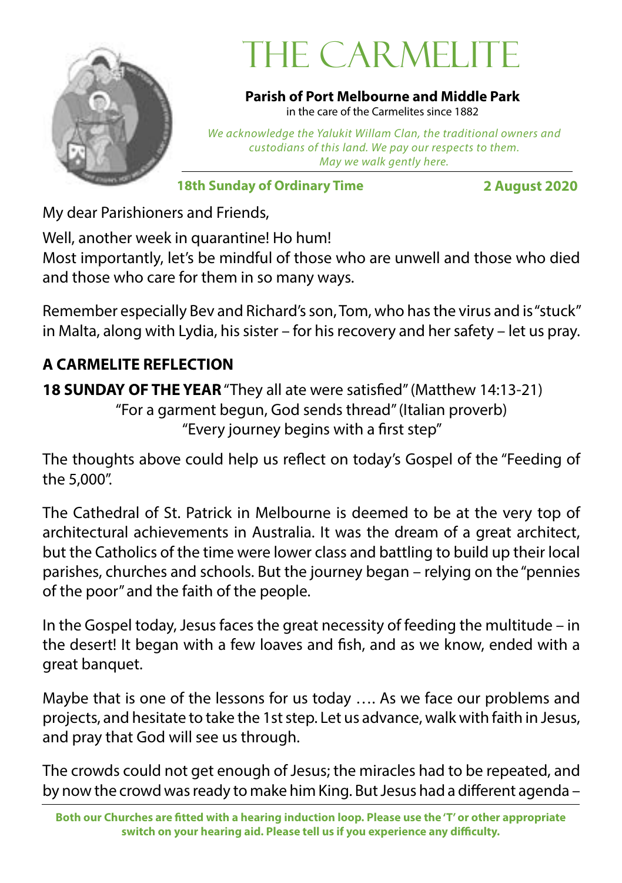# THE CARMELITE

**Parish of Port Melbourne and Middle Park**
in the care of the Carmelites since 1882

*We acknowledge the Yalukit Willam Clan, the traditional owners and custodians of this land. We pay our respects to them. May we walk gently here.*

**18th Sunday of Ordinary Time** **2 August 2020**

My dear Parishioners and Friends,

Well, another week in quarantine! Ho hum!
Most importantly, let's be mindful of those who are unwell and those who died and those who care for them in so many ways.

Remember especially Bev and Richard's son, Tom, who has the virus and is "stuck" in Malta, along with Lydia, his sister – for his recovery and her safety – let us pray.

## A CARMELITE REFLECTION

**18 SUNDAY OF THE YEAR** "They all ate were satisfied" (Matthew 14:13-21)
"For a garment begun, God sends thread" (Italian proverb)
"Every journey begins with a first step"

The thoughts above could help us reflect on today's Gospel of the "Feeding of the 5,000".

The Cathedral of St. Patrick in Melbourne is deemed to be at the very top of architectural achievements in Australia. It was the dream of a great architect, but the Catholics of the time were lower class and battling to build up their local parishes, churches and schools. But the journey began – relying on the "pennies of the poor" and the faith of the people.

In the Gospel today, Jesus faces the great necessity of feeding the multitude – in the desert! It began with a few loaves and fish, and as we know, ended with a great banquet.

Maybe that is one of the lessons for us today …. As we face our problems and projects, and hesitate to take the 1st step. Let us advance, walk with faith in Jesus, and pray that God will see us through.

The crowds could not get enough of Jesus; the miracles had to be repeated, and by now the crowd was ready to make him King. But Jesus had a different agenda –

**Both our Churches are fitted with a hearing induction loop. Please use the 'T' or other appropriate switch on your hearing aid. Please tell us if you experience any difficulty.**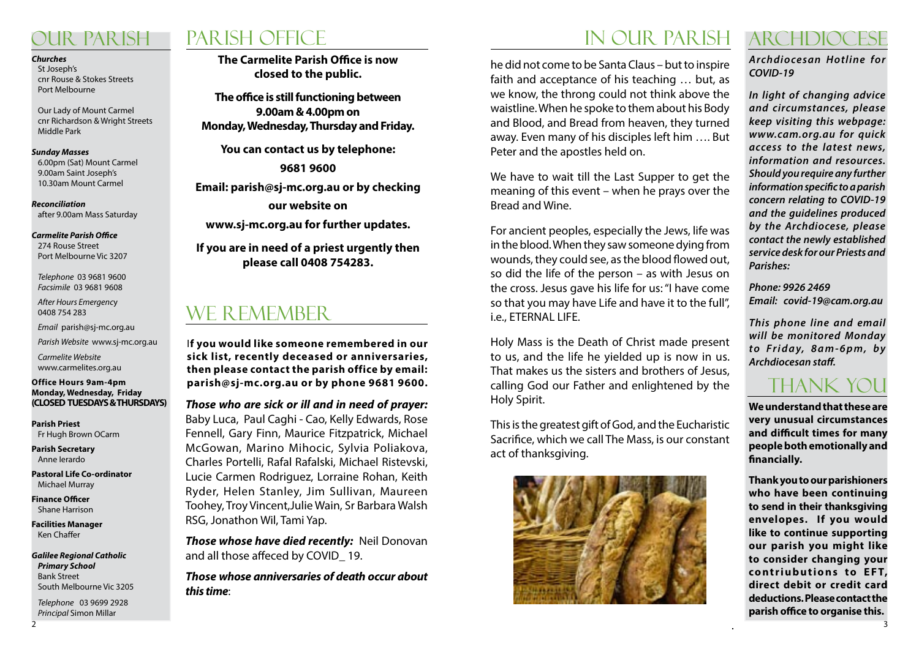# Our Parish

***Churches***
St Joseph's
cnr Rouse & Stokes Streets
Port Melbourne

Our Lady of Mount Carmel
cnr Richardson & Wright Streets
Middle Park

***Sunday Masses***
6.00pm (Sat) Mount Carmel
9.00am Saint Joseph's
10.30am Mount Carmel

***Reconciliation***
after 9.00am Mass Saturday

***Carmelite Parish Office***
274 Rouse Street
Port Melbourne Vic 3207

*Telephone* 03 9681 9600
*Facsimile* 03 9681 9608

*After Hours Emergency*
0408 754 283

*Email* parish@sj-mc.org.au

*Parish Website* www.sj-mc.org.au

*Carmelite Website*
www.carmelites.org.au

**Office Hours 9am-4pm**
**Monday, Wednesday, Friday**
**(CLOSED TUESDAYS & THURSDAYS)**

**Parish Priest**
Fr Hugh Brown OCarm

**Parish Secretary**
Anne Ierardo

**Pastoral Life Co-ordinator**
Michael Murray

**Finance Officer**
Shane Harrison

**Facilities Manager**
Ken Chaffer

***Galilee Regional Catholic Primary School***
Bank Street
South Melbourne Vic 3205

*Telephone* 03 9699 2928
*Principal* Simon Millar

# Parish Office

**The Carmelite Parish Office is now closed to the public.**

**The office is still functioning between 9.00am & 4.00pm on Monday, Wednesday, Thursday and Friday.**

**You can contact us by telephone:**

**9681 9600**

**Email: parish@sj-mc.org.au or by checking our website on www.sj-mc.org.au for further updates.**

**If you are in need of a priest urgently then please call 0408 754283.**

# We Remember

**If you would like someone remembered in our sick list, recently deceased or anniversaries, then please contact the parish office by email: parish@sj-mc.org.au or by phone 9681 9600.**

***Those who are sick or ill and in need of prayer:*** Baby Luca, Paul Caghi - Cao, Kelly Edwards, Rose Fennell, Gary Finn, Maurice Fitzpatrick, Michael McGowan, Marino Mihocic, Sylvia Poliakova, Charles Portelli, Rafal Rafalski, Michael Ristevski, Lucie Carmen Rodriguez, Lorraine Rohan, Keith Ryder, Helen Stanley, Jim Sullivan, Maureen Toohey, Troy Vincent,Julie Wain, Sr Barbara Walsh RSG, Jonathon Wil, Tami Yap.

***Those whose have died recently:*** Neil Donovan and all those affeced by COVID_ 19.

***Those whose anniversaries of death occur about this time*:**

# In Our Parish

he did not come to be Santa Claus – but to inspire faith and acceptance of his teaching … but, as we know, the throng could not think above the waistline. When he spoke to them about his Body and Blood, and Bread from heaven, they turned away. Even many of his disciples left him …. But Peter and the apostles held on.

We have to wait till the Last Supper to get the meaning of this event – when he prays over the Bread and Wine.

For ancient peoples, especially the Jews, life was in the blood. When they saw someone dying from wounds, they could see, as the blood flowed out, so did the life of the person – as with Jesus on the cross. Jesus gave his life for us: "I have come so that you may have Life and have it to the full", i.e., ETERNAL LIFE.

Holy Mass is the Death of Christ made present to us, and the life he yielded up is now in us. That makes us the sisters and brothers of Jesus, calling God our Father and enlightened by the Holy Spirit.

This is the greatest gift of God, and the Eucharistic Sacrifice, which we call The Mass, is our constant act of thanksgiving.

# Archdiocese

***Archdiocesan Hotline for COVID-19***

***In light of changing advice and circumstances, please keep visiting this webpage: www.cam.org.au for quick access to the latest news, information and resources. Should you require any further information specific to a parish concern relating to COVID-19 and the guidelines produced by the Archdiocese, please contact the newly established service desk for our Priests and Parishes:***

***Phone: 9926 2469***
***Email: covid-19@cam.org.au***

***This phone line and email will be monitored Monday to Friday, 8am-6pm, by Archdiocesan staff.***

# Thank You

**We understand that these are very unusual circumstances and difficult times for many people both emotionally and financially.**

**Thank you to our parishioners who have been continuing to send in their thanksgiving envelopes. If you would like to continue supporting our parish you might like to consider changing your contriubutions to EFT, direct debit or credit card deductions. Please contact the parish office to organise this.**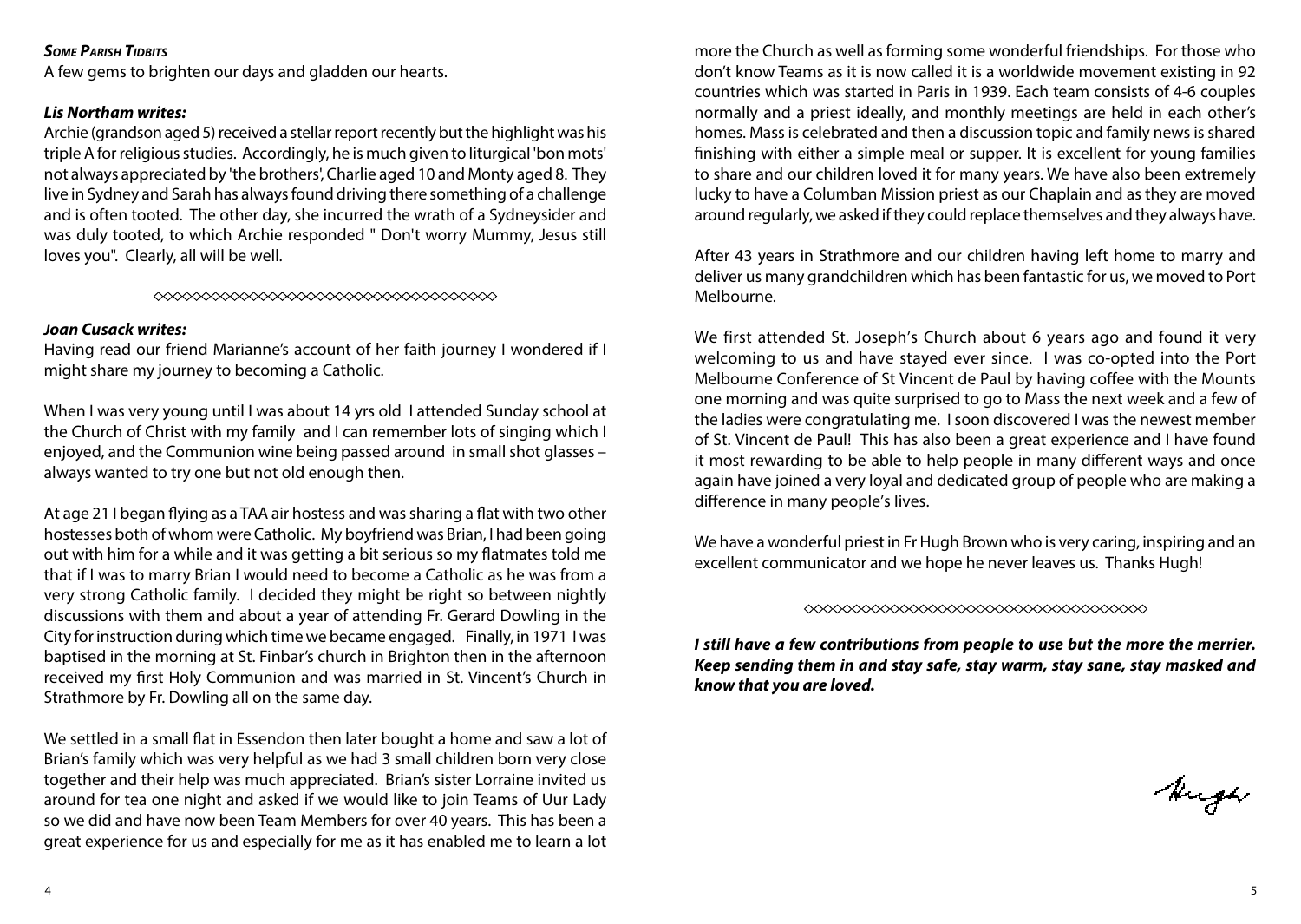***Some Parish Tidbits***

A few gems to brighten our days and gladden our hearts.

***Lis Northam writes:***

Archie (grandson aged 5) received a stellar report recently but the highlight was his triple A for religious studies. Accordingly, he is much given to liturgical 'bon mots' not always appreciated by 'the brothers', Charlie aged 10 and Monty aged 8. They live in Sydney and Sarah has always found driving there something of a challenge and is often tooted. The other day, she incurred the wrath of a Sydneysider and was duly tooted, to which Archie responded " Don't worry Mummy, Jesus still loves you". Clearly, all will be well.

◇◇◇◇◇◇◇◇◇◇◇◇◇◇◇◇◇◇◇◇◇◇◇◇◇◇◇◇◇◇◇◇◇◇◇◇◇

***Joan Cusack writes:***

Having read our friend Marianne's account of her faith journey I wondered if I might share my journey to becoming a Catholic.

When I was very young until I was about 14 yrs old I attended Sunday school at the Church of Christ with my family and I can remember lots of singing which I enjoyed, and the Communion wine being passed around in small shot glasses – always wanted to try one but not old enough then.

At age 21 I began flying as a TAA air hostess and was sharing a flat with two other hostesses both of whom were Catholic. My boyfriend was Brian, I had been going out with him for a while and it was getting a bit serious so my flatmates told me that if I was to marry Brian I would need to become a Catholic as he was from a very strong Catholic family. I decided they might be right so between nightly discussions with them and about a year of attending Fr. Gerard Dowling in the City for instruction during which time we became engaged. Finally, in 1971 I was baptised in the morning at St. Finbar's church in Brighton then in the afternoon received my first Holy Communion and was married in St. Vincent's Church in Strathmore by Fr. Dowling all on the same day.

We settled in a small flat in Essendon then later bought a home and saw a lot of Brian's family which was very helpful as we had 3 small children born very close together and their help was much appreciated. Brian's sister Lorraine invited us around for tea one night and asked if we would like to join Teams of Uur Lady so we did and have now been Team Members for over 40 years. This has been a great experience for us and especially for me as it has enabled me to learn a lot more the Church as well as forming some wonderful friendships. For those who don't know Teams as it is now called it is a worldwide movement existing in 92 countries which was started in Paris in 1939. Each team consists of 4-6 couples normally and a priest ideally, and monthly meetings are held in each other's homes. Mass is celebrated and then a discussion topic and family news is shared finishing with either a simple meal or supper. It is excellent for young families to share and our children loved it for many years. We have also been extremely lucky to have a Columban Mission priest as our Chaplain and as they are moved around regularly, we asked if they could replace themselves and they always have.

After 43 years in Strathmore and our children having left home to marry and deliver us many grandchildren which has been fantastic for us, we moved to Port Melbourne.

We first attended St. Joseph's Church about 6 years ago and found it very welcoming to us and have stayed ever since. I was co-opted into the Port Melbourne Conference of St Vincent de Paul by having coffee with the Mounts one morning and was quite surprised to go to Mass the next week and a few of the ladies were congratulating me. I soon discovered I was the newest member of St. Vincent de Paul! This has also been a great experience and I have found it most rewarding to be able to help people in many different ways and once again have joined a very loyal and dedicated group of people who are making a difference in many people's lives.

We have a wonderful priest in Fr Hugh Brown who is very caring, inspiring and an excellent communicator and we hope he never leaves us. Thanks Hugh!

◇◇◇◇◇◇◇◇◇◇◇◇◇◇◇◇◇◇◇◇◇◇◇◇◇◇◇◇◇◇◇◇◇◇◇◇◇

***I still have a few contributions from people to use but the more the merrier. Keep sending them in and stay safe, stay warm, stay sane, stay masked and know that you are loved.***

Hugh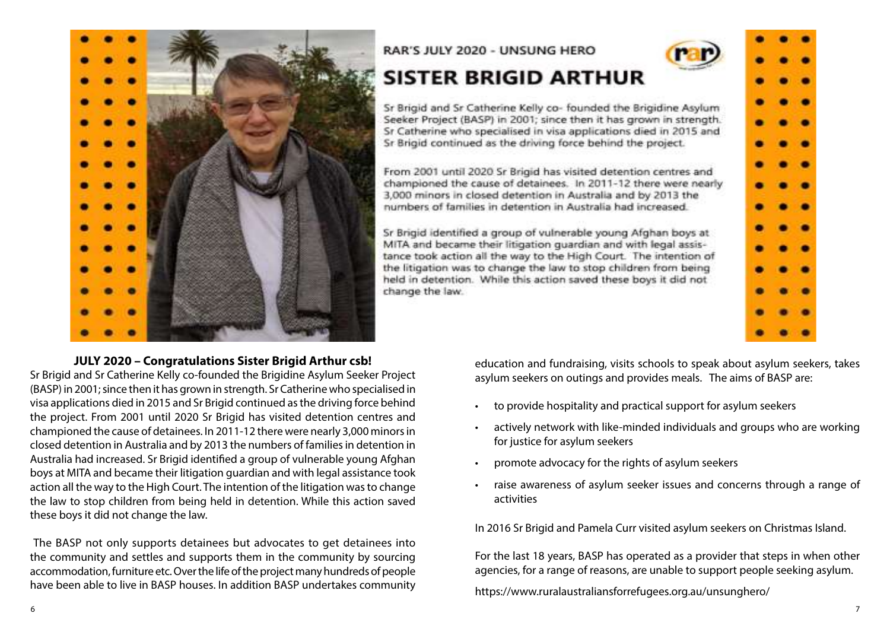RAR'S JULY 2020 - UNSUNG HERO

# SISTER BRIGID ARTHUR

Sr Brigid and Sr Catherine Kelly co- founded the Brigidine Asylum Seeker Project (BASP) in 2001; since then it has grown in strength. Sr Catherine who specialised in visa applications died in 2015 and Sr Brigid continued as the driving force behind the project.

From 2001 until 2020 Sr Brigid has visited detention centres and championed the cause of detainees. In 2011-12 there were nearly 3,000 minors in closed detention in Australia and by 2013 the numbers of families in detention in Australia had increased.

Sr Brigid identified a group of vulnerable young Afghan boys at MITA and became their litigation guardian and with legal assistance took action all the way to the High Court. The intention of the litigation was to change the law to stop children from being held in detention. While this action saved these boys it did not change the law.

**JULY 2020 – Congratulations Sister Brigid Arthur csb!**

Sr Brigid and Sr Catherine Kelly co-founded the Brigidine Asylum Seeker Project (BASP) in 2001; since then it has grown in strength. Sr Catherine who specialised in visa applications died in 2015 and Sr Brigid continued as the driving force behind the project. From 2001 until 2020 Sr Brigid has visited detention centres and championed the cause of detainees. In 2011-12 there were nearly 3,000 minors in closed detention in Australia and by 2013 the numbers of families in detention in Australia had increased. Sr Brigid identified a group of vulnerable young Afghan boys at MITA and became their litigation guardian and with legal assistance took action all the way to the High Court. The intention of the litigation was to change the law to stop children from being held in detention. While this action saved these boys it did not change the law.

The BASP not only supports detainees but advocates to get detainees into the community and settles and supports them in the community by sourcing accommodation, furniture etc. Over the life of the project many hundreds of people have been able to live in BASP houses. In addition BASP undertakes community education and fundraising, visits schools to speak about asylum seekers, takes asylum seekers on outings and provides meals. The aims of BASP are:

- to provide hospitality and practical support for asylum seekers
- actively network with like-minded individuals and groups who are working for justice for asylum seekers
- promote advocacy for the rights of asylum seekers
- raise awareness of asylum seeker issues and concerns through a range of activities

In 2016 Sr Brigid and Pamela Curr visited asylum seekers on Christmas Island.

For the last 18 years, BASP has operated as a provider that steps in when other agencies, for a range of reasons, are unable to support people seeking asylum.

https://www.ruralaustraliansforrefugees.org.au/unsunghero/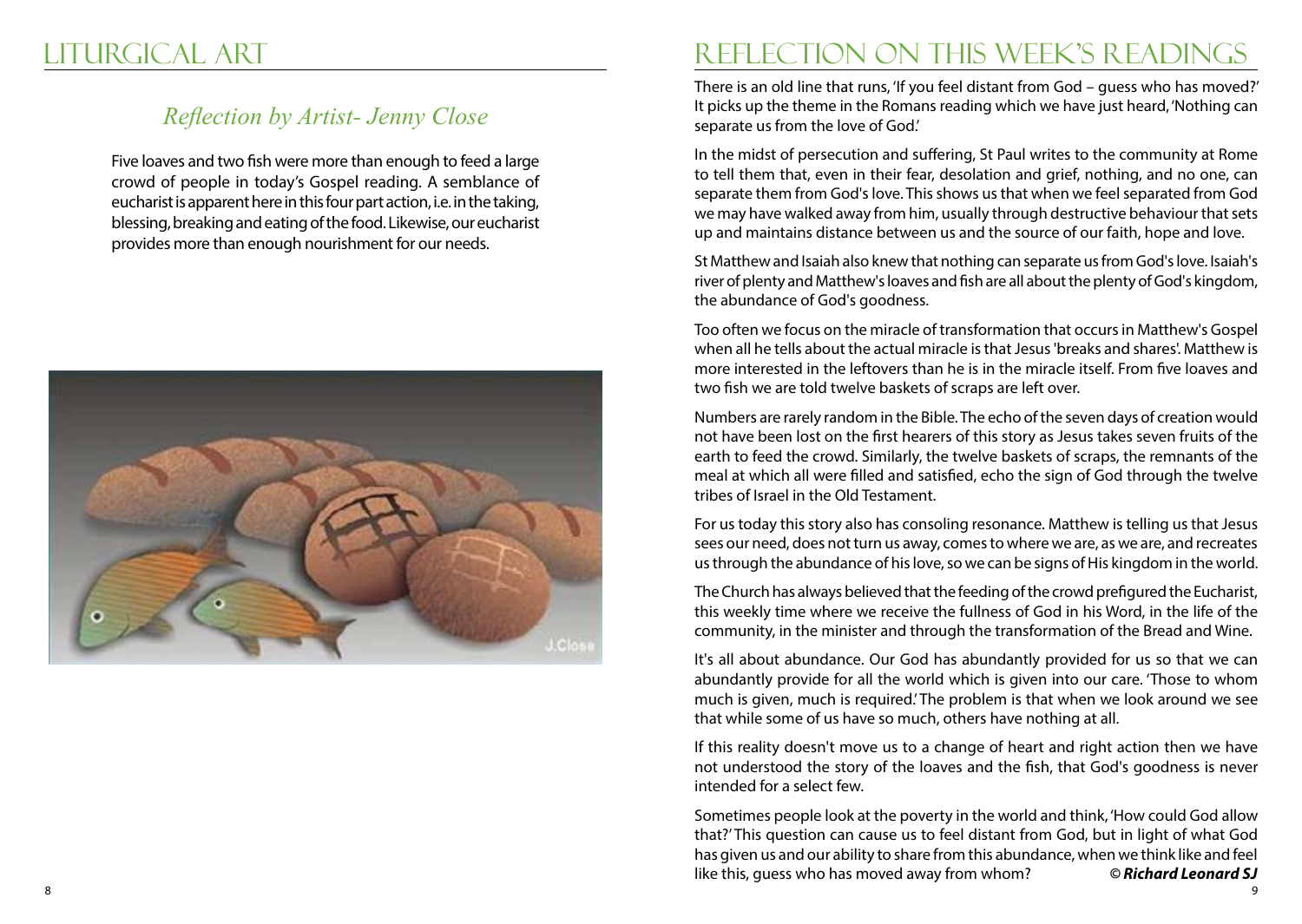# Liturgical Art

## *Reflection by Artist- Jenny Close*

Five loaves and two fish were more than enough to feed a large crowd of people in today's Gospel reading. A semblance of eucharist is apparent here in this four part action, i.e. in the taking, blessing, breaking and eating of the food. Likewise, our eucharist provides more than enough nourishment for our needs.

# Reflection on this Week's Readings

There is an old line that runs, 'If you feel distant from God – guess who has moved?' It picks up the theme in the Romans reading which we have just heard, 'Nothing can separate us from the love of God.'

In the midst of persecution and suffering, St Paul writes to the community at Rome to tell them that, even in their fear, desolation and grief, nothing, and no one, can separate them from God's love. This shows us that when we feel separated from God we may have walked away from him, usually through destructive behaviour that sets up and maintains distance between us and the source of our faith, hope and love.

St Matthew and Isaiah also knew that nothing can separate us from God's love. Isaiah's river of plenty and Matthew's loaves and fish are all about the plenty of God's kingdom, the abundance of God's goodness.

Too often we focus on the miracle of transformation that occurs in Matthew's Gospel when all he tells about the actual miracle is that Jesus 'breaks and shares'. Matthew is more interested in the leftovers than he is in the miracle itself. From five loaves and two fish we are told twelve baskets of scraps are left over.

Numbers are rarely random in the Bible. The echo of the seven days of creation would not have been lost on the first hearers of this story as Jesus takes seven fruits of the earth to feed the crowd. Similarly, the twelve baskets of scraps, the remnants of the meal at which all were filled and satisfied, echo the sign of God through the twelve tribes of Israel in the Old Testament.

For us today this story also has consoling resonance. Matthew is telling us that Jesus sees our need, does not turn us away, comes to where we are, as we are, and recreates us through the abundance of his love, so we can be signs of His kingdom in the world.

The Church has always believed that the feeding of the crowd prefigured the Eucharist, this weekly time where we receive the fullness of God in his Word, in the life of the community, in the minister and through the transformation of the Bread and Wine.

It's all about abundance. Our God has abundantly provided for us so that we can abundantly provide for all the world which is given into our care. 'Those to whom much is given, much is required.' The problem is that when we look around we see that while some of us have so much, others have nothing at all.

If this reality doesn't move us to a change of heart and right action then we have not understood the story of the loaves and the fish, that God's goodness is never intended for a select few.

Sometimes people look at the poverty in the world and think, 'How could God allow that?' This question can cause us to feel distant from God, but in light of what God has given us and our ability to share from this abundance, when we think like and feel like this, guess who has moved away from whom? ***© Richard Leonard SJ***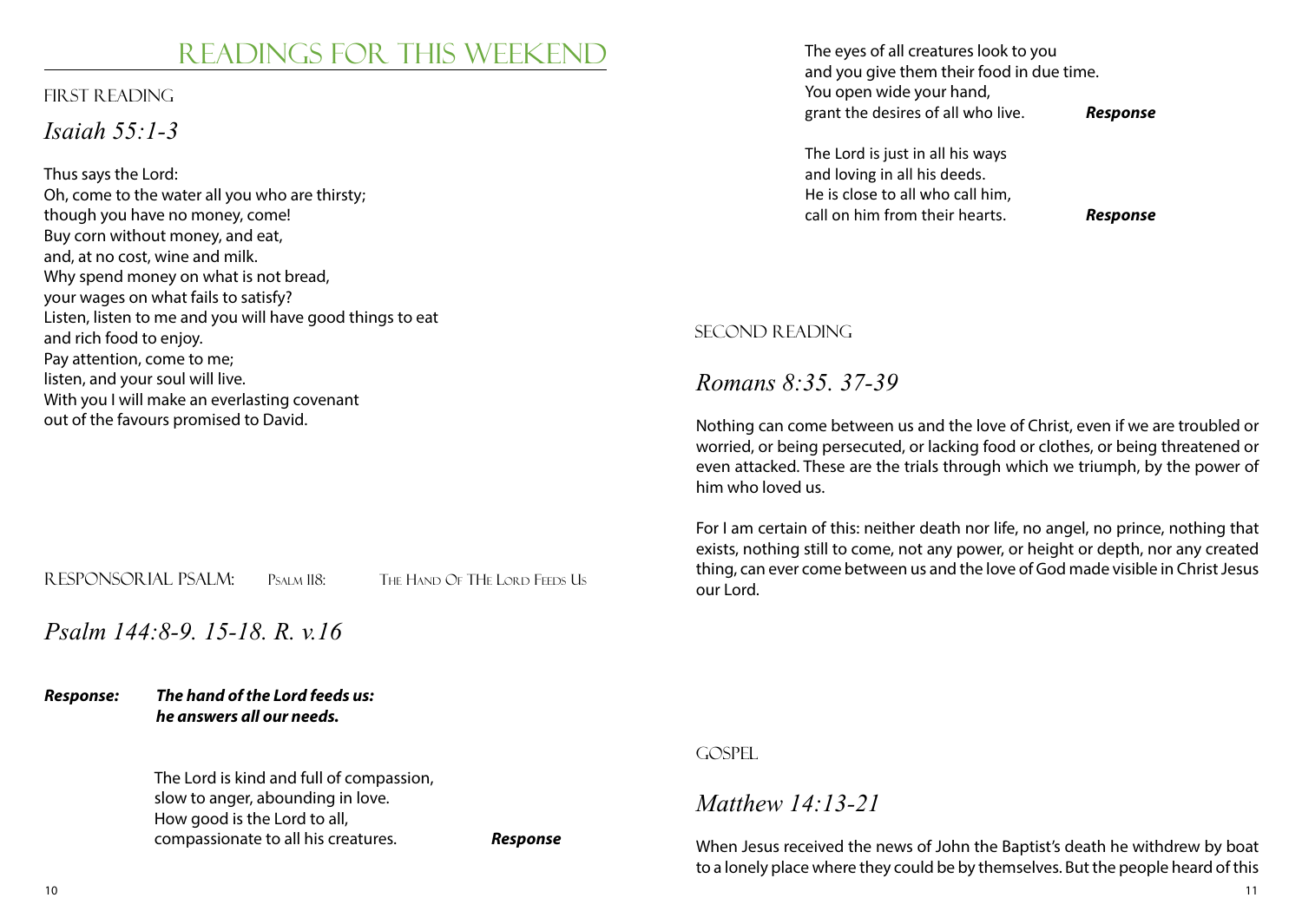# Readings for this Weekend

## First Reading

### *Isaiah 55:1-3*

Thus says the Lord:
Oh, come to the water all you who are thirsty;
though you have no money, come!
Buy corn without money, and eat,
and, at no cost, wine and milk.
Why spend money on what is not bread,
your wages on what fails to satisfy?
Listen, listen to me and you will have good things to eat
and rich food to enjoy.
Pay attention, come to me;
listen, and your soul will live.
With you I will make an everlasting covenant
out of the favours promised to David.

## Responsorial Psalm: Psalm 118: The Hand Of THe Lord Feeds Us

### *Psalm 144:8-9. 15-18. R. v.16*

***Response:*** ***The hand of the Lord feeds us: he answers all our needs.***

The Lord is kind and full of compassion,
slow to anger, abounding in love.
How good is the Lord to all,
compassionate to all his creatures. ***Response***

The eyes of all creatures look to you
and you give them their food in due time.
You open wide your hand,
grant the desires of all who live. ***Response***

The Lord is just in all his ways
and loving in all his deeds.
He is close to all who call him,
call on him from their hearts. ***Response***

## Second Reading

### *Romans 8:35. 37-39*

Nothing can come between us and the love of Christ, even if we are troubled or worried, or being persecuted, or lacking food or clothes, or being threatened or even attacked. These are the trials through which we triumph, by the power of him who loved us.

For I am certain of this: neither death nor life, no angel, no prince, nothing that exists, nothing still to come, not any power, or height or depth, nor any created thing, can ever come between us and the love of God made visible in Christ Jesus our Lord.

## Gospel

### *Matthew 14:13-21*

When Jesus received the news of John the Baptist's death he withdrew by boat to a lonely place where they could be by themselves. But the people heard of this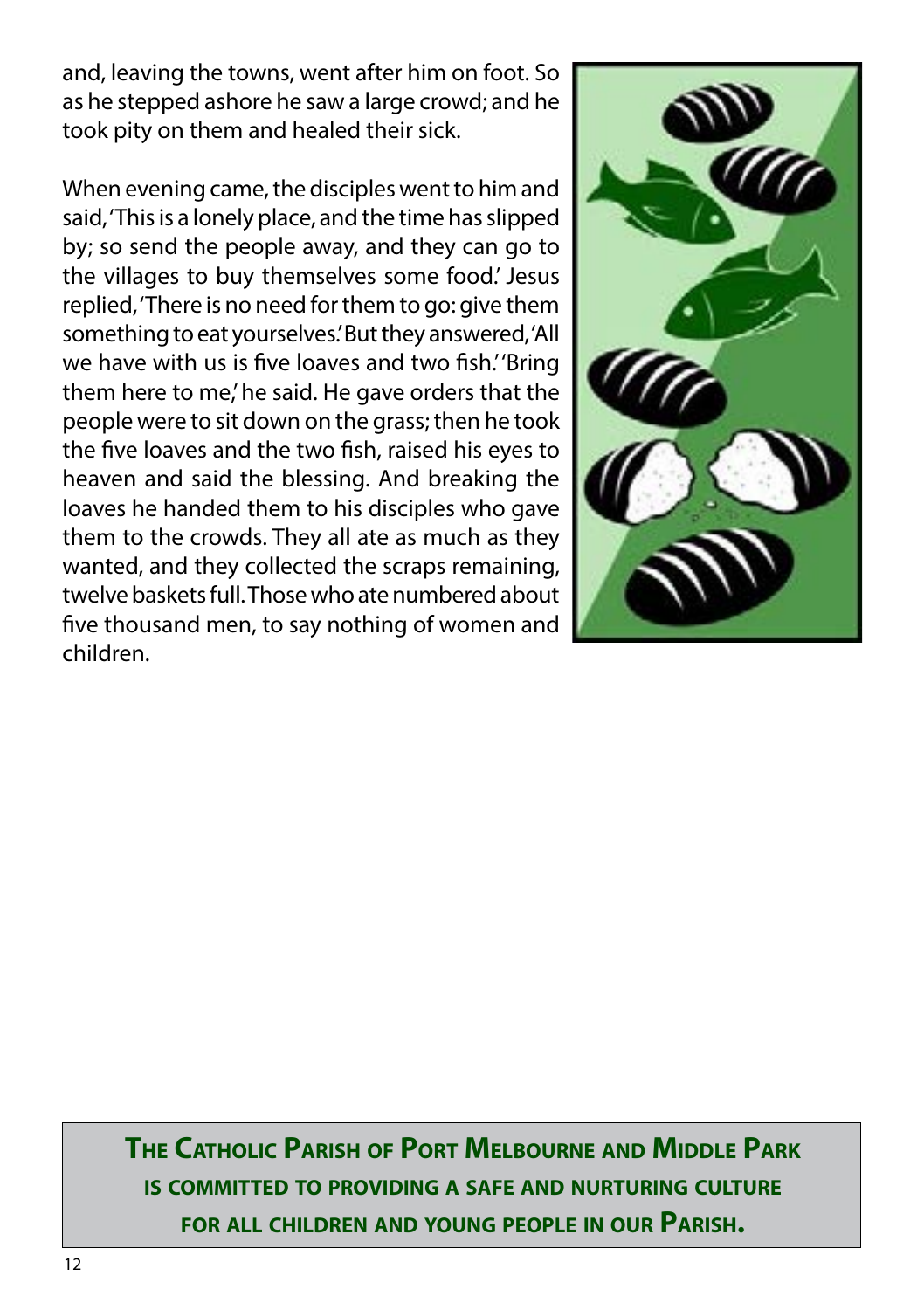and, leaving the towns, went after him on foot. So as he stepped ashore he saw a large crowd; and he took pity on them and healed their sick.

When evening came, the disciples went to him and said, 'This is a lonely place, and the time has slipped by; so send the people away, and they can go to the villages to buy themselves some food.' Jesus replied, 'There is no need for them to go: give them something to eat yourselves.' But they answered, 'All we have with us is five loaves and two fish.' 'Bring them here to me,' he said. He gave orders that the people were to sit down on the grass; then he took the five loaves and the two fish, raised his eyes to heaven and said the blessing. And breaking the loaves he handed them to his disciples who gave them to the crowds. They all ate as much as they wanted, and they collected the scraps remaining, twelve baskets full. Those who ate numbered about five thousand men, to say nothing of women and children.

**The Catholic Parish of Port Melbourne and Middle Park is committed to providing a safe and nurturing culture for all children and young people in our Parish.**